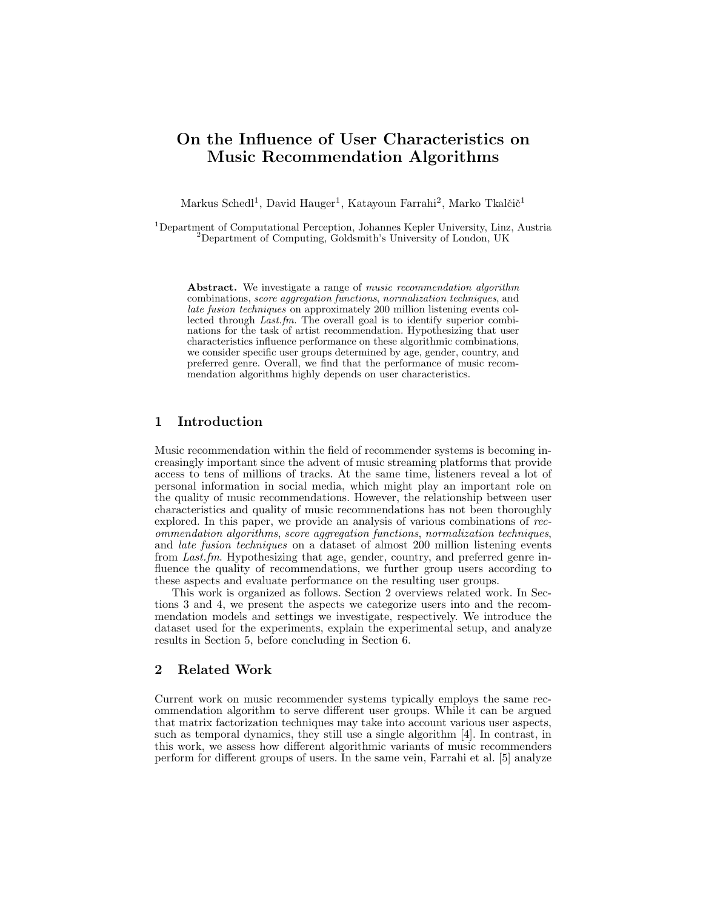# On the Influence of User Characteristics on Music Recommendation Algorithms

Markus Schedl[1], David Hauger[1], Katayoun Farrahi[2], Marko Tkalčič[1]

[1]Department of Computational Perception, Johannes Kepler University, Linz, Austria
[2]Department of Computing, Goldsmith's University of London, UK

**Abstract.** We investigate a range of *music recommendation algorithm* combinations, *score aggregation functions*, *normalization techniques*, and *late fusion techniques* on approximately 200 million listening events collected through *Last.fm*. The overall goal is to identify superior combinations for the task of artist recommendation. Hypothesizing that user characteristics influence performance on these algorithmic combinations, we consider specific user groups determined by age, gender, country, and preferred genre. Overall, we find that the performance of music recommendation algorithms highly depends on user characteristics.

## 1 Introduction

Music recommendation within the field of recommender systems is becoming increasingly important since the advent of music streaming platforms that provide access to tens of millions of tracks. At the same time, listeners reveal a lot of personal information in social media, which might play an important role on the quality of music recommendations. However, the relationship between user characteristics and quality of music recommendations has not been thoroughly explored. In this paper, we provide an analysis of various combinations of *recommendation algorithms*, *score aggregation functions*, *normalization techniques*, and *late fusion techniques* on a dataset of almost 200 million listening events from *Last.fm*. Hypothesizing that age, gender, country, and preferred genre influence the quality of recommendations, we further group users according to these aspects and evaluate performance on the resulting user groups.

This work is organized as follows. Section 2 overviews related work. In Sections 3 and 4, we present the aspects we categorize users into and the recommendation models and settings we investigate, respectively. We introduce the dataset used for the experiments, explain the experimental setup, and analyze results in Section 5, before concluding in Section 6.

## 2 Related Work

Current work on music recommender systems typically employs the same recommendation algorithm to serve different user groups. While it can be argued that matrix factorization techniques may take into account various user aspects, such as temporal dynamics, they still use a single algorithm [4]. In contrast, in this work, we assess how different algorithmic variants of music recommenders perform for different groups of users. In the same vein, Farrahi et al. [5] analyze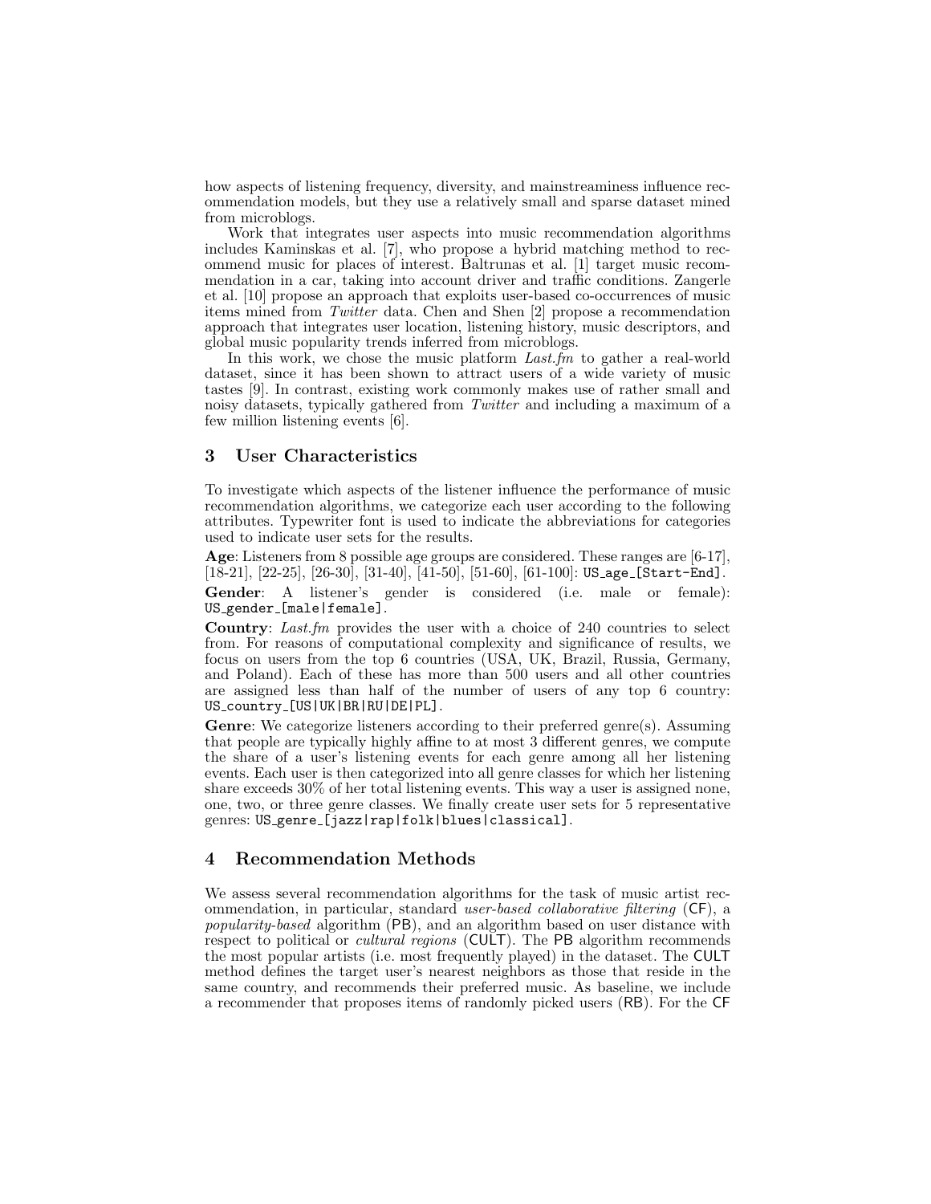how aspects of listening frequency, diversity, and mainstreaminess influence recommendation models, but they use a relatively small and sparse dataset mined from microblogs.

Work that integrates user aspects into music recommendation algorithms includes Kaminskas et al. [7], who propose a hybrid matching method to recommend music for places of interest. Baltrunas et al. [1] target music recommendation in a car, taking into account driver and traffic conditions. Zangerle et al. [10] propose an approach that exploits user-based co-occurrences of music items mined from *Twitter* data. Chen and Shen [2] propose a recommendation approach that integrates user location, listening history, music descriptors, and global music popularity trends inferred from microblogs.

In this work, we chose the music platform *Last.fm* to gather a real-world dataset, since it has been shown to attract users of a wide variety of music tastes [9]. In contrast, existing work commonly makes use of rather small and noisy datasets, typically gathered from *Twitter* and including a maximum of a few million listening events [6].

## 3 User Characteristics

To investigate which aspects of the listener influence the performance of music recommendation algorithms, we categorize each user according to the following attributes. Typewriter font is used to indicate the abbreviations for categories used to indicate user sets for the results.

**Age**: Listeners from 8 possible age groups are considered. These ranges are [6-17], [18-21], [22-25], [26-30], [31-40], [41-50], [51-60], [61-100]: `US_age_[Start-End]`.

**Gender**: A listener's gender is considered (i.e. male or female): `US_gender_[male|female]`.

**Country**: *Last.fm* provides the user with a choice of 240 countries to select from. For reasons of computational complexity and significance of results, we focus on users from the top 6 countries (USA, UK, Brazil, Russia, Germany, and Poland). Each of these has more than 500 users and all other countries are assigned less than half of the number of users of any top 6 country: `US_country_[US|UK|BR|RU|DE|PL]`.

**Genre**: We categorize listeners according to their preferred genre(s). Assuming that people are typically highly affine to at most 3 different genres, we compute the share of a user's listening events for each genre among all her listening events. Each user is then categorized into all genre classes for which her listening share exceeds 30% of her total listening events. This way a user is assigned none, one, two, or three genre classes. We finally create user sets for 5 representative genres: `US_genre_[jazz|rap|folk|blues|classical]`.

## 4 Recommendation Methods

We assess several recommendation algorithms for the task of music artist recommendation, in particular, standard *user-based collaborative filtering* (CF), a *popularity-based* algorithm (PB), and an algorithm based on user distance with respect to political or *cultural regions* (CULT). The PB algorithm recommends the most popular artists (i.e. most frequently played) in the dataset. The CULT method defines the target user's nearest neighbors as those that reside in the same country, and recommends their preferred music. As baseline, we include a recommender that proposes items of randomly picked users (RB). For the CF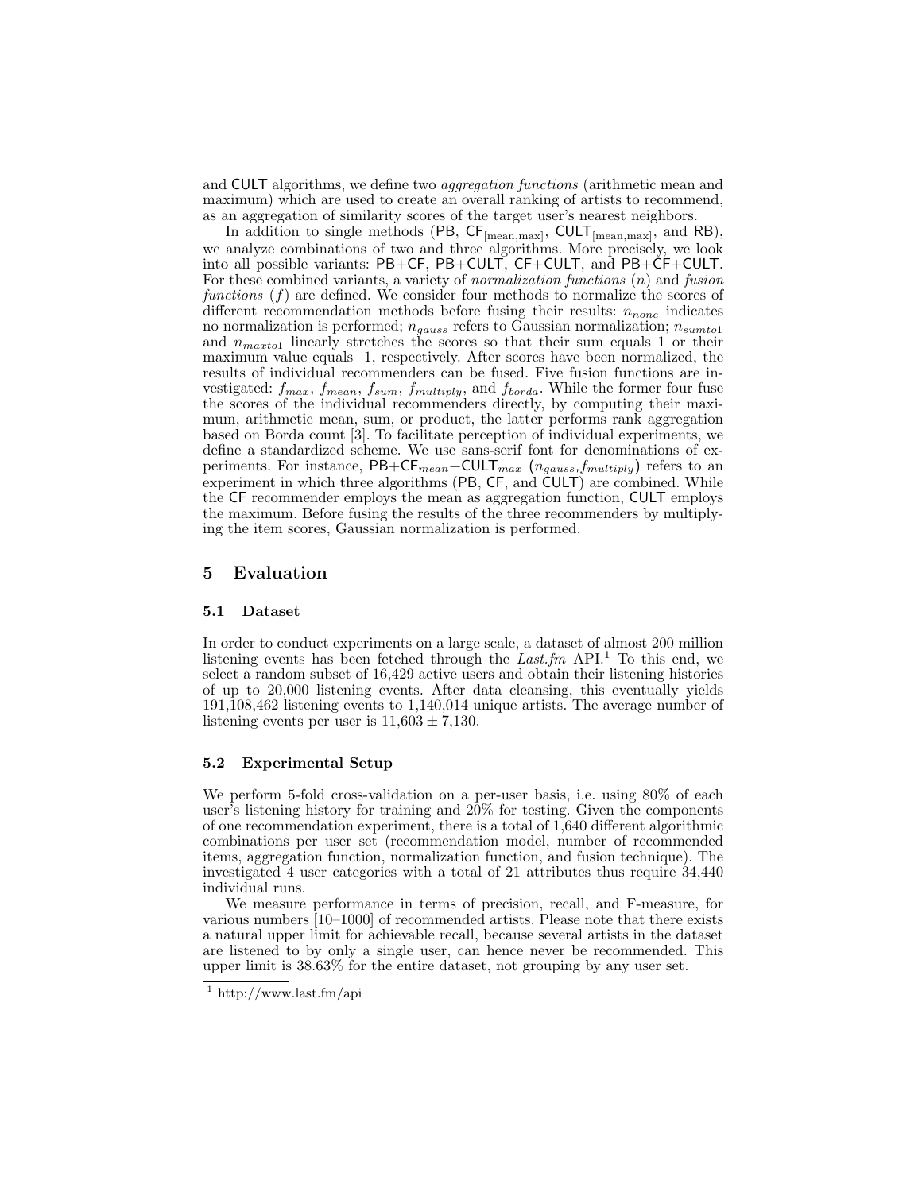and CULT algorithms, we define two *aggregation functions* (arithmetic mean and maximum) which are used to create an overall ranking of artists to recommend, as an aggregation of similarity scores of the target user's nearest neighbors.

In addition to single methods (PB, $\mathsf{CF}_{[\text{mean,max}]}$, $\mathsf{CULT}_{[\text{mean,max}]}$, and RB), we analyze combinations of two and three algorithms. More precisely, we look into all possible variants: PB+CF, PB+CULT, CF+CULT, and PB+CF+CULT. For these combined variants, a variety of *normalization functions* ($n$) and *fusion functions* ($f$) are defined. We consider four methods to normalize the scores of different recommendation methods before fusing their results: $n_{none}$ indicates no normalization is performed; $n_{gauss}$ refers to Gaussian normalization; $n_{sumto1}$ and $n_{maxto1}$ linearly stretches the scores so that their sum equals 1 or their maximum value equals 1, respectively. After scores have been normalized, the results of individual recommenders can be fused. Five fusion functions are investigated: $f_{max}$, $f_{mean}$, $f_{sum}$, $f_{multiply}$, and $f_{borda}$. While the former four fuse the scores of the individual recommenders directly, by computing their maximum, arithmetic mean, sum, or product, the latter performs rank aggregation based on Borda count [3]. To facilitate perception of individual experiments, we define a standardized scheme. We use sans-serif font for denominations of experiments. For instance, $\mathsf{PB}+\mathsf{CF}_{mean}+\mathsf{CULT}_{max}$ ($n_{gauss}$,$f_{multiply}$) refers to an experiment in which three algorithms (PB, CF, and CULT) are combined. While the CF recommender employs the mean as aggregation function, CULT employs the maximum. Before fusing the results of the three recommenders by multiplying the item scores, Gaussian normalization is performed.

## 5 Evaluation

### 5.1 Dataset

In order to conduct experiments on a large scale, a dataset of almost 200 million listening events has been fetched through the *Last.fm* API.[1] To this end, we select a random subset of 16,429 active users and obtain their listening histories of up to 20,000 listening events. After data cleansing, this eventually yields 191,108,462 listening events to 1,140,014 unique artists. The average number of listening events per user is $11{,}603 \pm 7{,}130$.

### 5.2 Experimental Setup

We perform 5-fold cross-validation on a per-user basis, i.e. using 80% of each user's listening history for training and 20% for testing. Given the components of one recommendation experiment, there is a total of 1,640 different algorithmic combinations per user set (recommendation model, number of recommended items, aggregation function, normalization function, and fusion technique). The investigated 4 user categories with a total of 21 attributes thus require 34,440 individual runs.

We measure performance in terms of precision, recall, and F-measure, for various numbers [10–1000] of recommended artists. Please note that there exists a natural upper limit for achievable recall, because several artists in the dataset are listened to by only a single user, can hence never be recommended. This upper limit is 38.63% for the entire dataset, not grouping by any user set.

[1] http://www.last.fm/api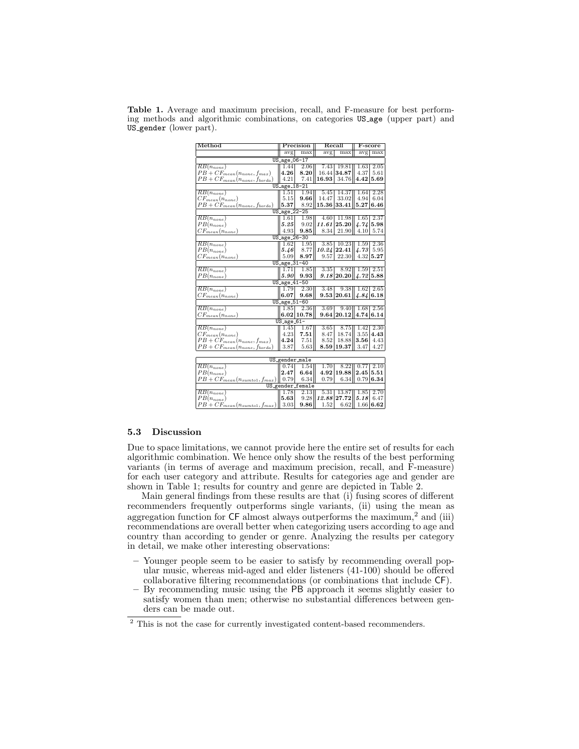**Table 1.** Average and maximum precision, recall, and F-measure for best performing methods and algorithmic combinations, on categories `US_age` (upper part) and `US_gender` (lower part).

| Method | Precision | | Recall | | F-score | |
|---|---|---|---|---|---|---|
| | avg | max | avg | max | avg | max |
| **US_age_06-17** | | | | | | |
| $RB(n_{none})$ | 1.44 | 2.06 | 7.43 | 19.81 | 1.63 | 2.05 |
| $PB + CF_{mean}(n_{none}, f_{max})$ | **4.26** | **8.20** | 16.44 | **34.87** | 4.37 | 5.61 |
| $PB + CF_{mean}(n_{none}, f_{borda})$ | 4.21 | 7.41 | **16.93** | 34.76 | **4.42** | **5.69** |
| **US_age_18-21** | | | | | | |
| $RB(n_{none})$ | 1.51 | 1.94 | 5.45 | 14.37 | 1.64 | 2.28 |
| $CF_{mean}(n_{none})$ | 5.15 | **9.66** | 14.47 | 33.02 | 4.94 | 6.04 |
| $PB + CF_{mean}(n_{none}, f_{borda})$ | **5.37** | 8.92 | **15.36** | **33.41** | **5.27** | **6.46** |
| **US_age_22-25** | | | | | | |
| $RB(n_{none})$ | 1.61 | 1.98 | 4.60 | 11.98 | 1.65 | 2.37 |
| $PB(n_{none})$ | ***5.25*** | 9.02 | ***11.61*** | **25.20** | ***4.74*** | **5.98** |
| $CF_{mean}(n_{none})$ | 4.93 | **9.85** | 8.34 | 21.90 | 4.10 | 5.74 |
| **US_age_26-30** | | | | | | |
| $RB(n_{none})$ | 1.62 | 1.95 | 3.85 | 10.23 | 1.59 | 2.36 |
| $PB(n_{none})$ | ***5.46*** | 8.77 | ***10.24*** | **22.41** | ***4.73*** | 5.95 |
| $CF_{mean}(n_{none})$ | 5.09 | **8.97** | 9.57 | 22.30 | 4.32 | **5.27** |
| **US_age_31-40** | | | | | | |
| $RB(n_{none})$ | 1.71 | 1.85 | 3.35 | 8.92 | 1.59 | 2.51 |
| $PB(n_{none})$ | ***5.90*** | **9.93** | ***9.18*** | **20.20** | ***4.72*** | **5.88** |
| **US_age_41-50** | | | | | | |
| $RB(n_{none})$ | 1.79 | 2.30 | 3.48 | 9.38 | 1.62 | 2.65 |
| $CF_{mean}(n_{none})$ | **6.07** | **9.68** | **9.53** | **20.61** | ***4.84*** | **6.18** |
| **US_age_51-60** | | | | | | |
| $RB(n_{none})$ | 1.85 | 2.36 | 3.69 | 9.40 | 1.68 | 2.56 |
| $CF_{mean}(n_{none})$ | **6.02** | **10.78** | **9.64** | **20.12** | **4.74** | **6.14** |
| **US_age_61-** | | | | | | |
| $RB(n_{none})$ | 1.45 | 1.67 | 3.65 | 8.75 | 1.42 | 2.30 |
| $CF_{mean}(n_{none})$ | 4.23 | **7.51** | 8.47 | 18.74 | 3.55 | **4.43** |
| $PB + CF_{mean}(n_{none}, f_{max})$ | **4.24** | 7.51 | 8.52 | 18.88 | **3.56** | 4.43 |
| $PB + CF_{mean}(n_{none}, f_{borda})$ | 3.87 | 5.63 | **8.59** | **19.37** | 3.47 | 4.27 |
| **US_gender_male** | | | | | | |
| $RB(n_{none})$ | 0.74 | 1.54 | 1.70 | 8.22 | 0.77 | 2.10 |
| $PB(n_{none})$ | **2.47** | **6.64** | **4.92** | **19.88** | **2.45** | 5.51 |
| $PB + CF_{mean}(n_{sumto1}, f_{max})$ | 0.79 | 6.34 | 0.79 | 6.34 | 0.79 | **6.34** |
| **US_gender_female** | | | | | | |
| $RB(n_{none})$ | 1.78 | 2.13 | 5.31 | 13.87 | 1.85 | 2.70 |
| $PB(n_{none})$ | **5.63** | 9.28 | ***12.88*** | **27.72** | ***5.18*** | 6.47 |
| $PB + CF_{mean}(n_{sumto1}, f_{max})$ | 3.03 | **9.86** | 1.52 | 6.62 | 1.66 | **6.62** |

### 5.3 Discussion

Due to space limitations, we cannot provide here the entire set of results for each algorithmic combination. We hence only show the results of the best performing variants (in terms of average and maximum precision, recall, and F-measure) for each user category and attribute. Results for categories age and gender are shown in Table 1; results for country and genre are depicted in Table 2.

Main general findings from these results are that (i) fusing scores of different recommenders frequently outperforms single variants, (ii) using the mean as aggregation function for CF almost always outperforms the maximum,[2] and (iii) recommendations are overall better when categorizing users according to age and country than according to gender or genre. Analyzing the results per category in detail, we make other interesting observations:

- Younger people seem to be easier to satisfy by recommending overall popular music, whereas mid-aged and elder listeners (41-100) should be offered collaborative filtering recommendations (or combinations that include CF).
- By recommending music using the PB approach it seems slightly easier to satisfy women than men; otherwise no substantial differences between genders can be made out.

[2] This is not the case for currently investigated content-based recommenders.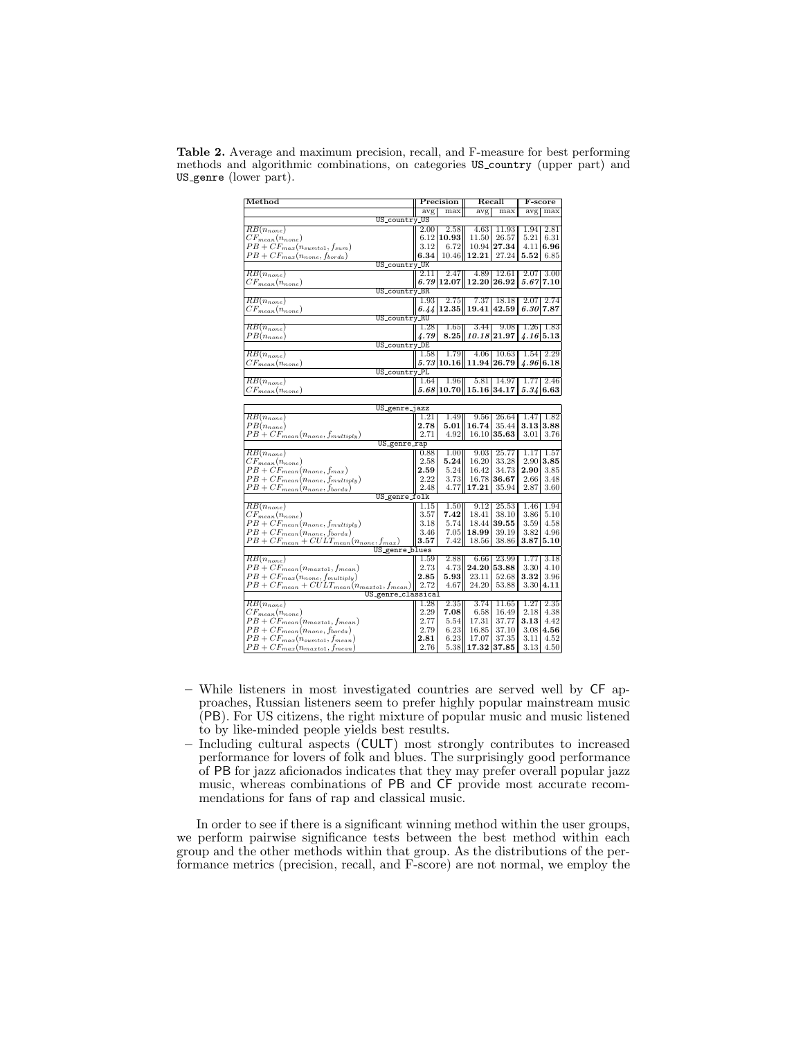**Table 2.** Average and maximum precision, recall, and F-measure for best performing methods and algorithmic combinations, on categories US_country (upper part) and US_genre (lower part).

| Method | Precision | | Recall | | F-score | |
|---|---|---|---|---|---|---|
| | avg | max | avg | max | avg | max |
| US_country_US | | | | | | |
| $RB(n_{none})$ | 2.00 | 2.58 | 4.63 | 11.93 | 1.94 | 2.81 |
| $CF_{mean}(n_{none})$ | 6.12 | **10.93** | 11.50 | 26.57 | 5.21 | 6.31 |
| $PB + CF_{max}(n_{sumto1}, f_{sum})$ | 3.12 | 6.72 | 10.94 | **27.34** | 4.11 | **6.96** |
| $PB + CF_{max}(n_{none}, f_{borda})$ | **6.34** | 10.46 | **12.21** | 27.24 | **5.52** | 6.85 |
| US_country_UK | | | | | | |
| $RB(n_{none})$ | 2.11 | 2.47 | 4.89 | 12.61 | 2.07 | 3.00 |
| $CF_{mean}(n_{none})$ | ***6.79*** | **12.07** | **12.20** | **26.92** | ***5.67*** | **7.10** |
| US_country_BR | | | | | | |
| $RB(n_{none})$ | 1.93 | 2.75 | 7.37 | 18.18 | 2.07 | 2.74 |
| $CF_{mean}(n_{none})$ | ***6.44*** | **12.35** | **19.41** | **42.59** | ***6.30*** | **7.87** |
| US_country_RU | | | | | | |
| $RB(n_{none})$ | 1.28 | 1.65 | 3.44 | 9.08 | 1.26 | 1.83 |
| $PB(n_{none})$ | ***4.79*** | **8.25** | ***10.18*** | **21.97** | ***4.16*** | **5.13** |
| US_country_DE | | | | | | |
| $RB(n_{none})$ | 1.58 | 1.79 | 4.06 | 10.63 | 1.54 | 2.29 |
| $CF_{mean}(n_{none})$ | ***5.73*** | **10.16** | **11.94** | **26.79** | ***4.96*** | **6.18** |
| US_country_PL | | | | | | |
| $RB(n_{none})$ | 1.64 | 1.96 | 5.81 | 14.97 | 1.77 | 2.46 |
| $CF_{mean}(n_{none})$ | ***5.68*** | **10.70** | **15.16** | **34.17** | ***5.34*** | **6.63** |
| US_genre_jazz | | | | | | |
| $RB(n_{none})$ | 1.21 | 1.49 | 9.56 | 26.64 | 1.47 | 1.82 |
| $PB(n_{none})$ | **2.78** | **5.01** | **16.74** | 35.44 | **3.13** | **3.88** |
| $PB + CF_{mean}(n_{none}, f_{multiply})$ | 2.71 | 4.92 | 16.10 | **35.63** | 3.01 | 3.76 |
| US_genre_rap | | | | | | |
| $RB(n_{none})$ | 0.88 | 1.00 | 9.03 | 25.77 | 1.17 | 1.57 |
| $CF_{mean}(n_{none})$ | 2.58 | **5.24** | 16.20 | 33.28 | 2.90 | **3.85** |
| $PB + CF_{mean}(n_{none}, f_{max})$ | **2.59** | 5.24 | 16.42 | 34.73 | **2.90** | 3.85 |
| $PB + CF_{mean}(n_{none}, f_{multiply})$ | 2.22 | 3.73 | 16.78 | **36.67** | 2.66 | 3.48 |
| $PB + CF_{mean}(n_{none}, f_{borda})$ | 2.48 | 4.77 | **17.21** | 35.94 | 2.87 | 3.60 |
| US_genre_folk | | | | | | |
| $RB(n_{none})$ | 1.15 | 1.50 | 9.12 | 25.53 | 1.46 | 1.94 |
| $CF_{mean}(n_{none})$ | 3.57 | **7.42** | 18.41 | 38.10 | 3.86 | 5.10 |
| $PB + CF_{mean}(n_{none}, f_{multiply})$ | 3.18 | 5.74 | 18.44 | **39.55** | 3.59 | 4.58 |
| $PB + CF_{mean}(n_{none}, f_{borda})$ | 3.46 | 7.05 | **18.99** | 39.19 | 3.82 | 4.96 |
| $PB + CF_{mean} + CULT_{mean}(n_{none}, f_{max})$ | **3.57** | 7.42 | 18.56 | 38.86 | **3.87** | **5.10** |
| US_genre_blues | | | | | | |
| $RB(n_{none})$ | 1.59 | 2.88 | 6.66 | 23.99 | 1.77 | 3.18 |
| $PB + CF_{mean}(n_{maxto1}, f_{mean})$ | 2.73 | 4.73 | **24.20** | **53.88** | 3.30 | 4.10 |
| $PB + CF_{max}(n_{none}, f_{multiply})$ | **2.85** | **5.93** | 23.11 | 52.68 | **3.32** | 3.96 |
| $PB + CF_{mean} + CULT_{mean}(n_{maxto1}, f_{mean})$ | 2.72 | 4.67 | 24.20 | 53.88 | 3.30 | **4.11** |
| US_genre_classical | | | | | | |
| $RB(n_{none})$ | 1.28 | 2.35 | 3.74 | 11.65 | 1.27 | 2.35 |
| $CF_{mean}(n_{none})$ | 2.29 | **7.08** | 6.58 | 16.49 | 2.18 | 4.38 |
| $PB + CF_{mean}(n_{maxto1}, f_{mean})$ | 2.77 | 5.54 | 17.31 | 37.77 | **3.13** | 4.42 |
| $PB + CF_{mean}(n_{none}, f_{borda})$ | 2.79 | 6.23 | 16.85 | 37.10 | 3.08 | **4.56** |
| $PB + CF_{max}(n_{sumto1}, f_{mean})$ | **2.81** | 6.23 | 17.07 | 37.35 | 3.11 | 4.52 |
| $PB + CF_{max}(n_{maxto1}, f_{mean})$ | 2.76 | 5.38 | **17.32** | **37.85** | 3.13 | 4.50 |

- While listeners in most investigated countries are served well by CF approaches, Russian listeners seem to prefer highly popular mainstream music (PB). For US citizens, the right mixture of popular music and music listened to by like-minded people yields best results.
- Including cultural aspects (CULT) most strongly contributes to increased performance for lovers of folk and blues. The surprisingly good performance of PB for jazz aficionados indicates that they may prefer overall popular jazz music, whereas combinations of PB and CF provide most accurate recommendations for fans of rap and classical music.

In order to see if there is a significant winning method within the user groups, we perform pairwise significance tests between the best method within each group and the other methods within that group. As the distributions of the performance metrics (precision, recall, and F-score) are not normal, we employ the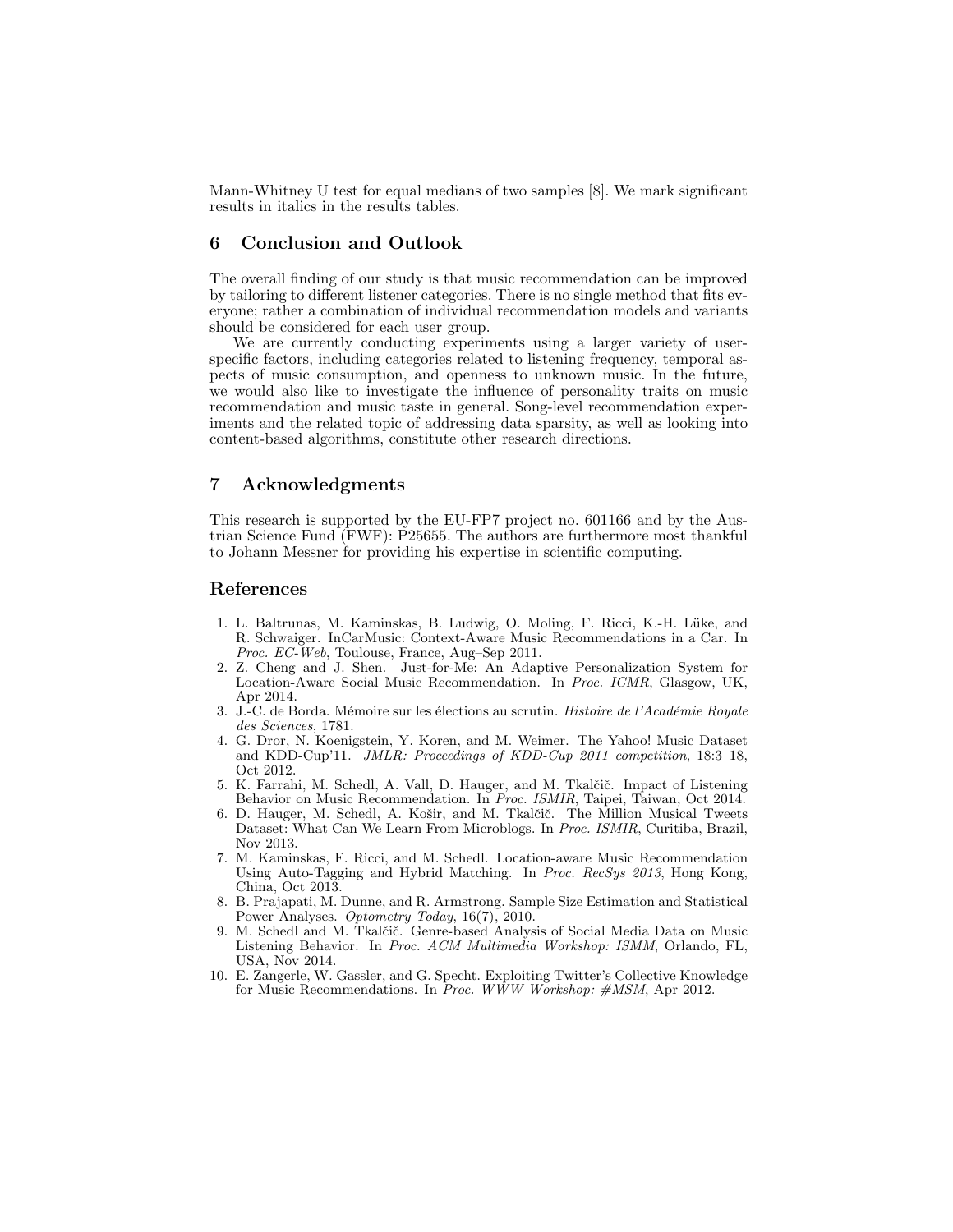Mann-Whitney U test for equal medians of two samples [8]. We mark significant results in italics in the results tables.

## 6 Conclusion and Outlook

The overall finding of our study is that music recommendation can be improved by tailoring to different listener categories. There is no single method that fits everyone; rather a combination of individual recommendation models and variants should be considered for each user group.

We are currently conducting experiments using a larger variety of user-specific factors, including categories related to listening frequency, temporal aspects of music consumption, and openness to unknown music. In the future, we would also like to investigate the influence of personality traits on music recommendation and music taste in general. Song-level recommendation experiments and the related topic of addressing data sparsity, as well as looking into content-based algorithms, constitute other research directions.

## 7 Acknowledgments

This research is supported by the EU-FP7 project no. 601166 and by the Austrian Science Fund (FWF): P25655. The authors are furthermore most thankful to Johann Messner for providing his expertise in scientific computing.

## References

1. L. Baltrunas, M. Kaminskas, B. Ludwig, O. Moling, F. Ricci, K.-H. Lüke, and R. Schwaiger. InCarMusic: Context-Aware Music Recommendations in a Car. In *Proc. EC-Web*, Toulouse, France, Aug–Sep 2011.
2. Z. Cheng and J. Shen. Just-for-Me: An Adaptive Personalization System for Location-Aware Social Music Recommendation. In *Proc. ICMR*, Glasgow, UK, Apr 2014.
3. J.-C. de Borda. Mémoire sur les élections au scrutin. *Histoire de l'Académie Royale des Sciences*, 1781.
4. G. Dror, N. Koenigstein, Y. Koren, and M. Weimer. The Yahoo! Music Dataset and KDD-Cup'11. *JMLR: Proceedings of KDD-Cup 2011 competition*, 18:3–18, Oct 2012.
5. K. Farrahi, M. Schedl, A. Vall, D. Hauger, and M. Tkalčič. Impact of Listening Behavior on Music Recommendation. In *Proc. ISMIR*, Taipei, Taiwan, Oct 2014.
6. D. Hauger, M. Schedl, A. Košir, and M. Tkalčič. The Million Musical Tweets Dataset: What Can We Learn From Microblogs. In *Proc. ISMIR*, Curitiba, Brazil, Nov 2013.
7. M. Kaminskas, F. Ricci, and M. Schedl. Location-aware Music Recommendation Using Auto-Tagging and Hybrid Matching. In *Proc. RecSys 2013*, Hong Kong, China, Oct 2013.
8. B. Prajapati, M. Dunne, and R. Armstrong. Sample Size Estimation and Statistical Power Analyses. *Optometry Today*, 16(7), 2010.
9. M. Schedl and M. Tkalčič. Genre-based Analysis of Social Media Data on Music Listening Behavior. In *Proc. ACM Multimedia Workshop: ISMM*, Orlando, FL, USA, Nov 2014.
10. E. Zangerle, W. Gassler, and G. Specht. Exploiting Twitter's Collective Knowledge for Music Recommendations. In *Proc. WWW Workshop: #MSM*, Apr 2012.